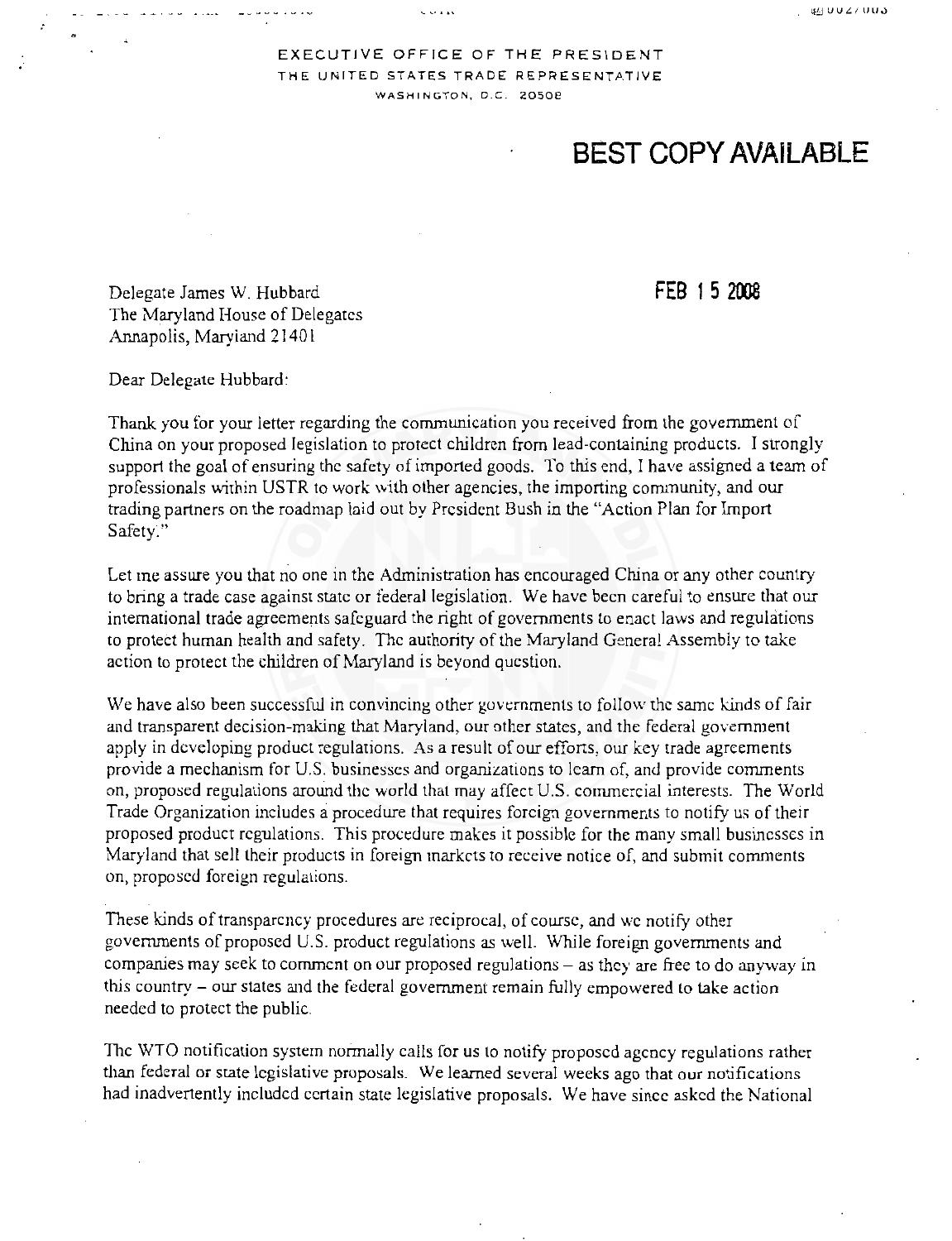EXECUTIVE OFFICE OF THE PRESIDENT
THE UNITED STATES TRADE REPRESENTATIVE
WASHINGTON, D.C. 20508

**BEST COPY AVAILABLE**

Delegate James W. Hubbard
The Maryland House of Delegates
Annapolis, Maryland 21401

FEB 15 2008

Dear Delegate Hubbard:

Thank you for your letter regarding the communication you received from the government of China on your proposed legislation to protect children from lead-containing products. I strongly support the goal of ensuring the safety of imported goods. To this end, I have assigned a team of professionals within USTR to work with other agencies, the importing community, and our trading partners on the roadmap laid out by President Bush in the "Action Plan for Import Safety."

Let me assure you that no one in the Administration has encouraged China or any other country to bring a trade case against state or federal legislation. We have been careful to ensure that our international trade agreements safeguard the right of governments to enact laws and regulations to protect human health and safety. The authority of the Maryland General Assembly to take action to protect the children of Maryland is beyond question.

We have also been successful in convincing other governments to follow the same kinds of fair and transparent decision-making that Maryland, our other states, and the federal government apply in developing product regulations. As a result of our efforts, our key trade agreements provide a mechanism for U.S. businesses and organizations to learn of, and provide comments on, proposed regulations around the world that may affect U.S. commercial interests. The World Trade Organization includes a procedure that requires foreign governments to notify us of their proposed product regulations. This procedure makes it possible for the many small businesses in Maryland that sell their products in foreign markets to receive notice of, and submit comments on, proposed foreign regulations.

These kinds of transparency procedures are reciprocal, of course, and we notify other governments of proposed U.S. product regulations as well. While foreign governments and companies may seek to comment on our proposed regulations – as they are free to do anyway in this country – our states and the federal government remain fully empowered to take action needed to protect the public.

The WTO notification system normally calls for us to notify proposed agency regulations rather than federal or state legislative proposals. We learned several weeks ago that our notifications had inadvertently included certain state legislative proposals. We have since asked the National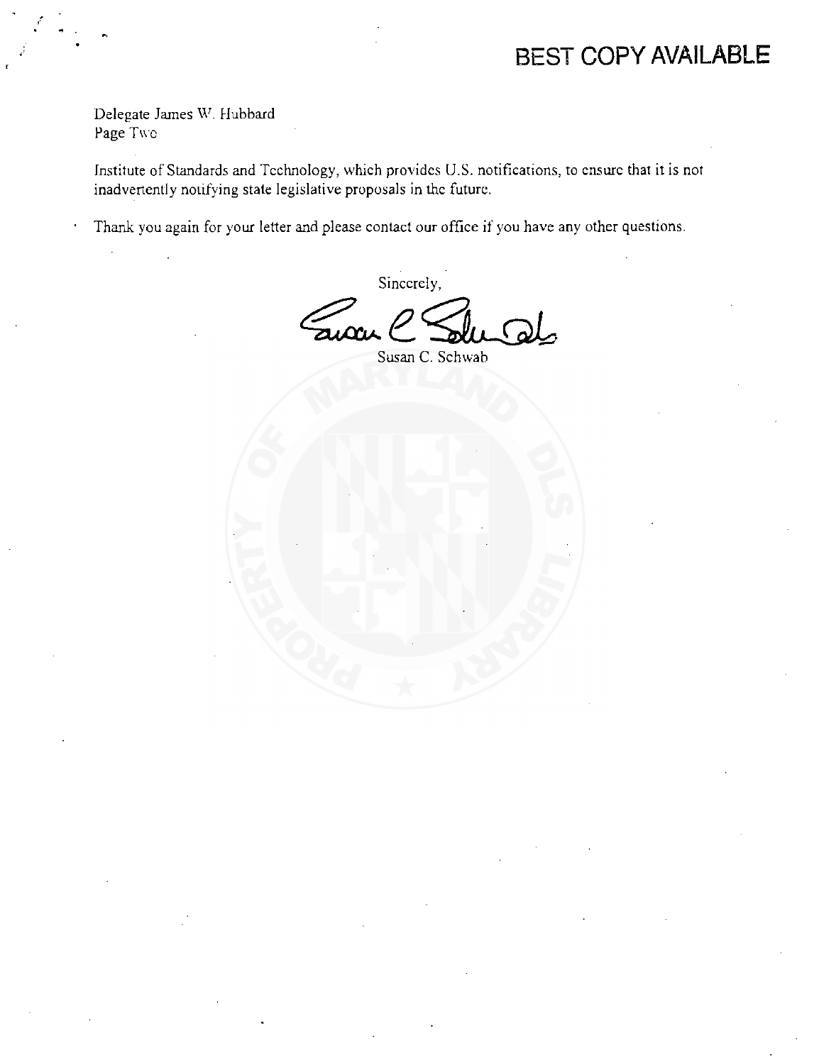Delegate James W. Hubbard
Page Two

Institute of Standards and Technology, which provides U.S. notifications, to ensure that it is not inadvertently notifying state legislative proposals in the future.

Thank you again for your letter and please contact our office if you have any other questions.

Sincerely,

Susan C. Schwab